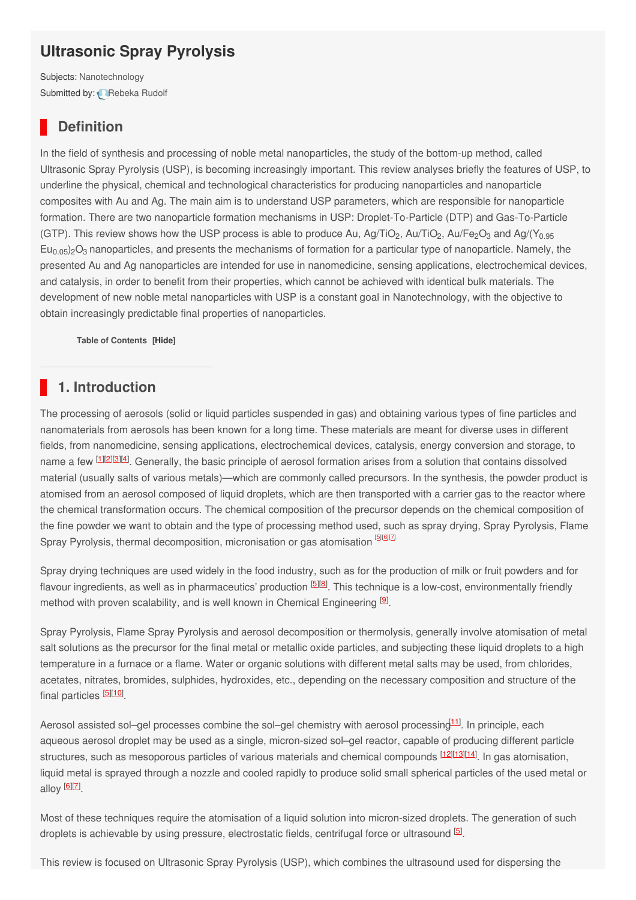# Ultrasonic Spray Pyrolysis

Subjects: Nanotechnology

Submitted by: Rebeka Rudolf

## Definition

In the field of synthesis and processing of noble metal nanoparticles, the study of the bottom-up method, called Ultrasonic Spray Pyrolysis (USP), is becoming increasingly important. This review analyses briefly the features of USP, to underline the physical, chemical and technological characteristics for producing nanoparticles and nanoparticle composites with Au and Ag. The main aim is to understand USP parameters, which are responsible for nanoparticle formation. There are two nanoparticle formation mechanisms in USP: Droplet-To-Particle (DTP) and Gas-To-Particle (GTP). This review shows how the USP process is able to produce Au, Ag/$TiO_2$, Au/$TiO_2$, Au/$Fe_2O_3$ and Ag/$(Y_{0.95}Eu_{0.05})_2O_3$ nanoparticles, and presents the mechanisms of formation for a particular type of nanoparticle. Namely, the presented Au and Ag nanoparticles are intended for use in nanomedicine, sensing applications, electrochemical devices, and catalysis, in order to benefit from their properties, which cannot be achieved with identical bulk materials. The development of new noble metal nanoparticles with USP is a constant goal in Nanotechnology, with the objective to obtain increasingly predictable final properties of nanoparticles.

Table of Contents [Hide]

## 1. Introduction

The processing of aerosols (solid or liquid particles suspended in gas) and obtaining various types of fine particles and nanomaterials from aerosols has been known for a long time. These materials are meant for diverse uses in different fields, from nanomedicine, sensing applications, electrochemical devices, catalysis, energy conversion and storage, to name a few [1][2][3][4]. Generally, the basic principle of aerosol formation arises from a solution that contains dissolved material (usually salts of various metals)—which are commonly called precursors. In the synthesis, the powder product is atomised from an aerosol composed of liquid droplets, which are then transported with a carrier gas to the reactor where the chemical transformation occurs. The chemical composition of the precursor depends on the chemical composition of the fine powder we want to obtain and the type of processing method used, such as spray drying, Spray Pyrolysis, Flame Spray Pyrolysis, thermal decomposition, micronisation or gas atomisation [5][6][7]

Spray drying techniques are used widely in the food industry, such as for the production of milk or fruit powders and for flavour ingredients, as well as in pharmaceutics' production [5][8]. This technique is a low-cost, environmentally friendly method with proven scalability, and is well known in Chemical Engineering [9].

Spray Pyrolysis, Flame Spray Pyrolysis and aerosol decomposition or thermolysis, generally involve atomisation of metal salt solutions as the precursor for the final metal or metallic oxide particles, and subjecting these liquid droplets to a high temperature in a furnace or a flame. Water or organic solutions with different metal salts may be used, from chlorides, acetates, nitrates, bromides, sulphides, hydroxides, etc., depending on the necessary composition and structure of the final particles [5][10].

Aerosol assisted sol–gel processes combine the sol–gel chemistry with aerosol processing[11]. In principle, each aqueous aerosol droplet may be used as a single, micron-sized sol–gel reactor, capable of producing different particle structures, such as mesoporous particles of various materials and chemical compounds [12][13][14]. In gas atomisation, liquid metal is sprayed through a nozzle and cooled rapidly to produce solid small spherical particles of the used metal or alloy [6][7].

Most of these techniques require the atomisation of a liquid solution into micron-sized droplets. The generation of such droplets is achievable by using pressure, electrostatic fields, centrifugal force or ultrasound [5].

This review is focused on Ultrasonic Spray Pyrolysis (USP), which combines the ultrasound used for dispersing the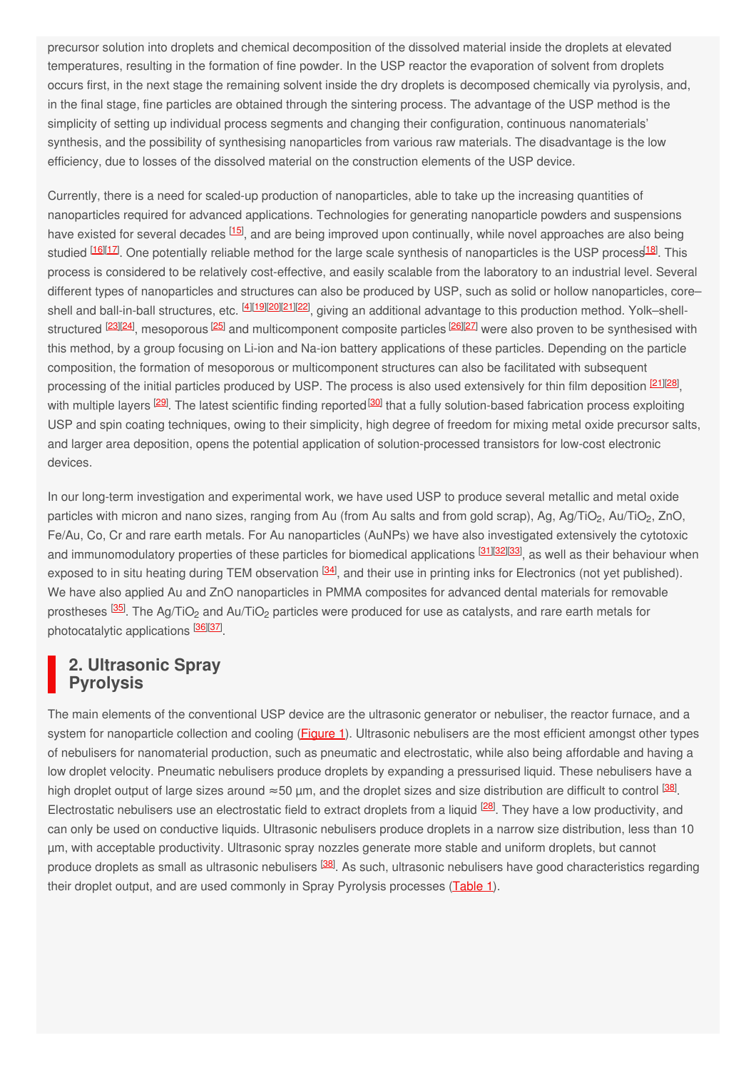precursor solution into droplets and chemical decomposition of the dissolved material inside the droplets at elevated temperatures, resulting in the formation of fine powder. In the USP reactor the evaporation of solvent from droplets occurs first, in the next stage the remaining solvent inside the dry droplets is decomposed chemically via pyrolysis, and, in the final stage, fine particles are obtained through the sintering process. The advantage of the USP method is the simplicity of setting up individual process segments and changing their configuration, continuous nanomaterials' synthesis, and the possibility of synthesising nanoparticles from various raw materials. The disadvantage is the low efficiency, due to losses of the dissolved material on the construction elements of the USP device.

Currently, there is a need for scaled-up production of nanoparticles, able to take up the increasing quantities of nanoparticles required for advanced applications. Technologies for generating nanoparticle powders and suspensions have existed for several decades [15], and are being improved upon continually, while novel approaches are also being studied [16][17]. One potentially reliable method for the large scale synthesis of nanoparticles is the USP process[18]. This process is considered to be relatively cost-effective, and easily scalable from the laboratory to an industrial level. Several different types of nanoparticles and structures can also be produced by USP, such as solid or hollow nanoparticles, core–shell and ball-in-ball structures, etc. [4][19][20][21][22], giving an additional advantage to this production method. Yolk–shell-structured [23][24], mesoporous [25] and multicomponent composite particles [26][27] were also proven to be synthesised with this method, by a group focusing on Li-ion and Na-ion battery applications of these particles. Depending on the particle composition, the formation of mesoporous or multicomponent structures can also be facilitated with subsequent processing of the initial particles produced by USP. The process is also used extensively for thin film deposition [21][28], with multiple layers [29]. The latest scientific finding reported[30] that a fully solution-based fabrication process exploiting USP and spin coating techniques, owing to their simplicity, high degree of freedom for mixing metal oxide precursor salts, and larger area deposition, opens the potential application of solution-processed transistors for low-cost electronic devices.

In our long-term investigation and experimental work, we have used USP to produce several metallic and metal oxide particles with micron and nano sizes, ranging from Au (from Au salts and from gold scrap), Ag, Ag/$TiO_2$, Au/$TiO_2$, ZnO, Fe/Au, Co, Cr and rare earth metals. For Au nanoparticles (AuNPs) we have also investigated extensively the cytotoxic and immunomodulatory properties of these particles for biomedical applications [31][32][33], as well as their behaviour when exposed to in situ heating during TEM observation [34], and their use in printing inks for Electronics (not yet published). We have also applied Au and ZnO nanoparticles in PMMA composites for advanced dental materials for removable prostheses [35]. The Ag/$TiO_2$ and Au/$TiO_2$ particles were produced for use as catalysts, and rare earth metals for photocatalytic applications [36][37].

## 2. Ultrasonic Spray Pyrolysis

The main elements of the conventional USP device are the ultrasonic generator or nebuliser, the reactor furnace, and a system for nanoparticle collection and cooling (Figure 1). Ultrasonic nebulisers are the most efficient amongst other types of nebulisers for nanomaterial production, such as pneumatic and electrostatic, while also being affordable and having a low droplet velocity. Pneumatic nebulisers produce droplets by expanding a pressurised liquid. These nebulisers have a high droplet output of large sizes around ≈50 µm, and the droplet sizes and size distribution are difficult to control [38]. Electrostatic nebulisers use an electrostatic field to extract droplets from a liquid [28]. They have a low productivity, and can only be used on conductive liquids. Ultrasonic nebulisers produce droplets in a narrow size distribution, less than 10 µm, with acceptable productivity. Ultrasonic spray nozzles generate more stable and uniform droplets, but cannot produce droplets as small as ultrasonic nebulisers [38]. As such, ultrasonic nebulisers have good characteristics regarding their droplet output, and are used commonly in Spray Pyrolysis processes (Table 1).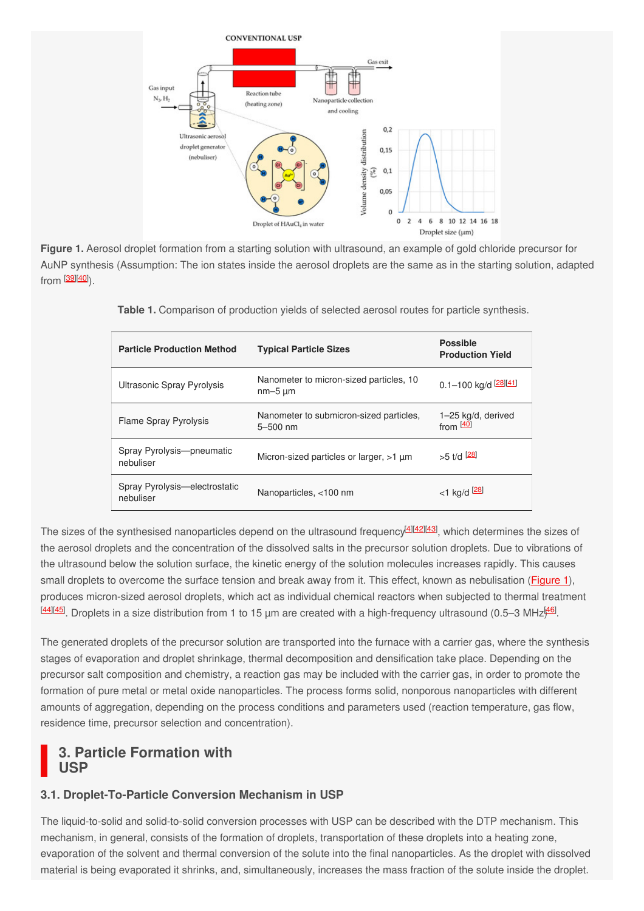**Figure 1.** Aerosol droplet formation from a starting solution with ultrasound, an example of gold chloride precursor for AuNP synthesis (Assumption: The ion states inside the aerosol droplets are the same as in the starting solution, adapted from [39][40]).

**Table 1.** Comparison of production yields of selected aerosol routes for particle synthesis.

| Particle Production Method | Typical Particle Sizes | Possible Production Yield |
| --- | --- | --- |
| Ultrasonic Spray Pyrolysis | Nanometer to micron-sized particles, 10 nm–5 µm | 0.1–100 kg/d [28][41] |
| Flame Spray Pyrolysis | Nanometer to submicron-sized particles, 5–500 nm | 1–25 kg/d, derived from [40] |
| Spray Pyrolysis—pneumatic nebuliser | Micron-sized particles or larger, >1 µm | >5 t/d [28] |
| Spray Pyrolysis—electrostatic nebuliser | Nanoparticles, <100 nm | <1 kg/d [28] |

The sizes of the synthesised nanoparticles depend on the ultrasound frequency[4][42][43], which determines the sizes of the aerosol droplets and the concentration of the dissolved salts in the precursor solution droplets. Due to vibrations of the ultrasound below the solution surface, the kinetic energy of the solution molecules increases rapidly. This causes small droplets to overcome the surface tension and break away from it. This effect, known as nebulisation (Figure 1), produces micron-sized aerosol droplets, which act as individual chemical reactors when subjected to thermal treatment [44][45]. Droplets in a size distribution from 1 to 15 µm are created with a high-frequency ultrasound (0.5–3 MHz)[46].

The generated droplets of the precursor solution are transported into the furnace with a carrier gas, where the synthesis stages of evaporation and droplet shrinkage, thermal decomposition and densification take place. Depending on the precursor salt composition and chemistry, a reaction gas may be included with the carrier gas, in order to promote the formation of pure metal or metal oxide nanoparticles. The process forms solid, nonporous nanoparticles with different amounts of aggregation, depending on the process conditions and parameters used (reaction temperature, gas flow, residence time, precursor selection and concentration).

## 3. Particle Formation with USP

### 3.1. Droplet-To-Particle Conversion Mechanism in USP

The liquid-to-solid and solid-to-solid conversion processes with USP can be described with the DTP mechanism. This mechanism, in general, consists of the formation of droplets, transportation of these droplets into a heating zone, evaporation of the solvent and thermal conversion of the solute into the final nanoparticles. As the droplet with dissolved material is being evaporated it shrinks, and, simultaneously, increases the mass fraction of the solute inside the droplet.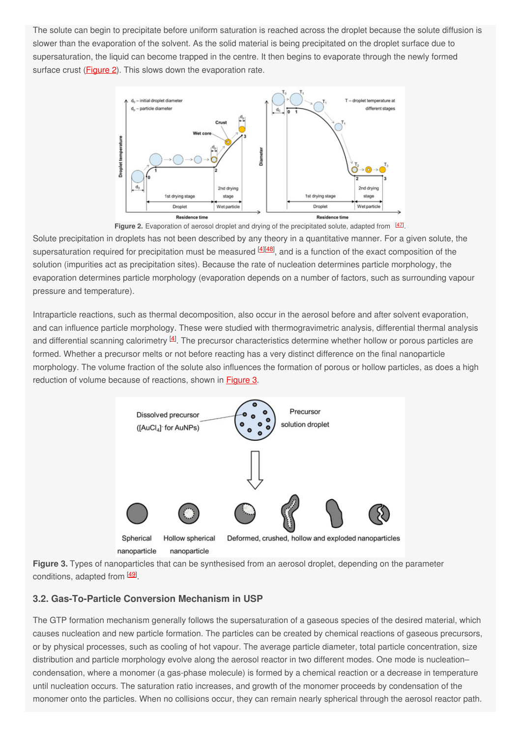The solute can begin to precipitate before uniform saturation is reached across the droplet because the solute diffusion is slower than the evaporation of the solvent. As the solid material is being precipitated on the droplet surface due to supersaturation, the liquid can become trapped in the centre. It then begins to evaporate through the newly formed surface crust (Figure 2). This slows down the evaporation rate.

**Figure 2.** Evaporation of aerosol droplet and drying of the precipitated solute, adapted from [47].

Solute precipitation in droplets has not been described by any theory in a quantitative manner. For a given solute, the supersaturation required for precipitation must be measured [4][48], and is a function of the exact composition of the solution (impurities act as precipitation sites). Because the rate of nucleation determines particle morphology, the evaporation determines particle morphology (evaporation depends on a number of factors, such as surrounding vapour pressure and temperature).

Intraparticle reactions, such as thermal decomposition, also occur in the aerosol before and after solvent evaporation, and can influence particle morphology. These were studied with thermogravimetric analysis, differential thermal analysis and differential scanning calorimetry [4]. The precursor characteristics determine whether hollow or porous particles are formed. Whether a precursor melts or not before reacting has a very distinct difference on the final nanoparticle morphology. The volume fraction of the solute also influences the formation of porous or hollow particles, as does a high reduction of volume because of reactions, shown in Figure 3.

**Figure 3.** Types of nanoparticles that can be synthesised from an aerosol droplet, depending on the parameter conditions, adapted from [49].

### 3.2. Gas-To-Particle Conversion Mechanism in USP

The GTP formation mechanism generally follows the supersaturation of a gaseous species of the desired material, which causes nucleation and new particle formation. The particles can be created by chemical reactions of gaseous precursors, or by physical processes, such as cooling of hot vapour. The average particle diameter, total particle concentration, size distribution and particle morphology evolve along the aerosol reactor in two different modes. One mode is nucleation–condensation, where a monomer (a gas-phase molecule) is formed by a chemical reaction or a decrease in temperature until nucleation occurs. The saturation ratio increases, and growth of the monomer proceeds by condensation of the monomer onto the particles. When no collisions occur, they can remain nearly spherical through the aerosol reactor path.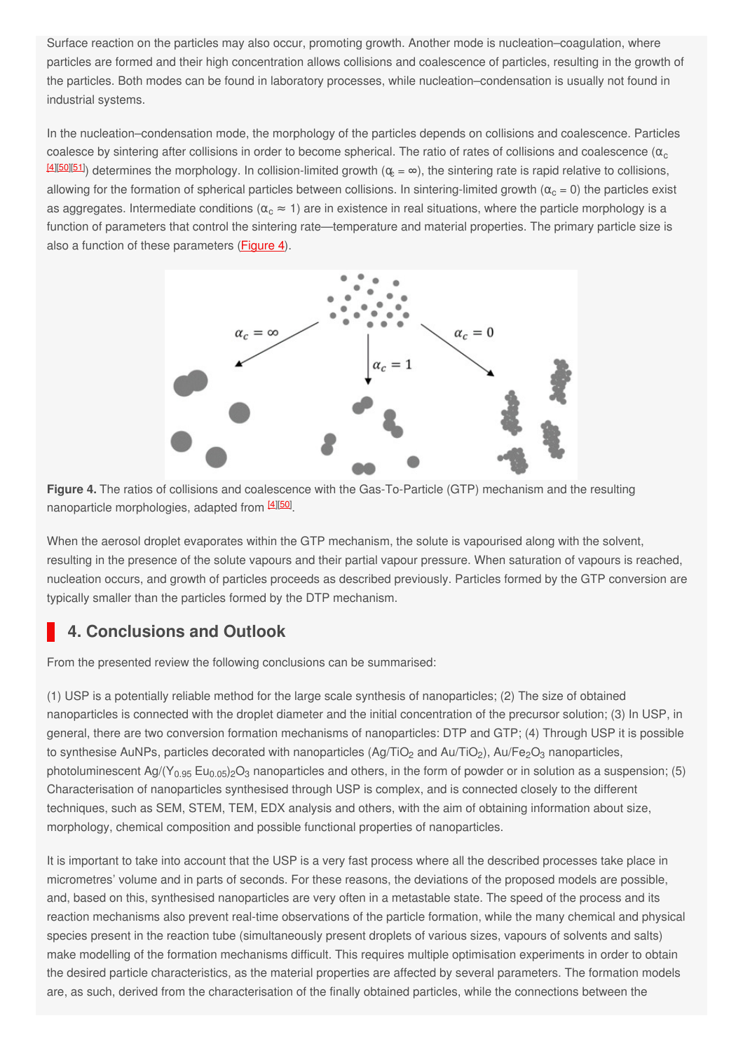Surface reaction on the particles may also occur, promoting growth. Another mode is nucleation–coagulation, where particles are formed and their high concentration allows collisions and coalescence of particles, resulting in the growth of the particles. Both modes can be found in laboratory processes, while nucleation–condensation is usually not found in industrial systems.

In the nucleation–condensation mode, the morphology of the particles depends on collisions and coalescence. Particles coalesce by sintering after collisions in order to become spherical. The ratio of rates of collisions and coalescence ($\alpha_c$ [4][50][51]) determines the morphology. In collision-limited growth ($\alpha_c = \infty$), the sintering rate is rapid relative to collisions, allowing for the formation of spherical particles between collisions. In sintering-limited growth ($\alpha_c = 0$) the particles exist as aggregates. Intermediate conditions ($\alpha_c \approx 1$) are in existence in real situations, where the particle morphology is a function of parameters that control the sintering rate—temperature and material properties. The primary particle size is also a function of these parameters (Figure 4).

**Figure 4.** The ratios of collisions and coalescence with the Gas-To-Particle (GTP) mechanism and the resulting nanoparticle morphologies, adapted from [4][50].

When the aerosol droplet evaporates within the GTP mechanism, the solute is vapourised along with the solvent, resulting in the presence of the solute vapours and their partial vapour pressure. When saturation of vapours is reached, nucleation occurs, and growth of particles proceeds as described previously. Particles formed by the GTP conversion are typically smaller than the particles formed by the DTP mechanism.

## 4. Conclusions and Outlook

From the presented review the following conclusions can be summarised:

(1) USP is a potentially reliable method for the large scale synthesis of nanoparticles; (2) The size of obtained nanoparticles is connected with the droplet diameter and the initial concentration of the precursor solution; (3) In USP, in general, there are two conversion formation mechanisms of nanoparticles: DTP and GTP; (4) Through USP it is possible to synthesise AuNPs, particles decorated with nanoparticles ($Ag/TiO_2$ and $Au/TiO_2$), $Au/Fe_2O_3$ nanoparticles, photoluminescent $Ag/(Y_{0.95}\,Eu_{0.05})_2O_3$ nanoparticles and others, in the form of powder or in solution as a suspension; (5) Characterisation of nanoparticles synthesised through USP is complex, and is connected closely to the different techniques, such as SEM, STEM, TEM, EDX analysis and others, with the aim of obtaining information about size, morphology, chemical composition and possible functional properties of nanoparticles.

It is important to take into account that the USP is a very fast process where all the described processes take place in micrometres' volume and in parts of seconds. For these reasons, the deviations of the proposed models are possible, and, based on this, synthesised nanoparticles are very often in a metastable state. The speed of the process and its reaction mechanisms also prevent real-time observations of the particle formation, while the many chemical and physical species present in the reaction tube (simultaneously present droplets of various sizes, vapours of solvents and salts) make modelling of the formation mechanisms difficult. This requires multiple optimisation experiments in order to obtain the desired particle characteristics, as the material properties are affected by several parameters. The formation models are, as such, derived from the characterisation of the finally obtained particles, while the connections between the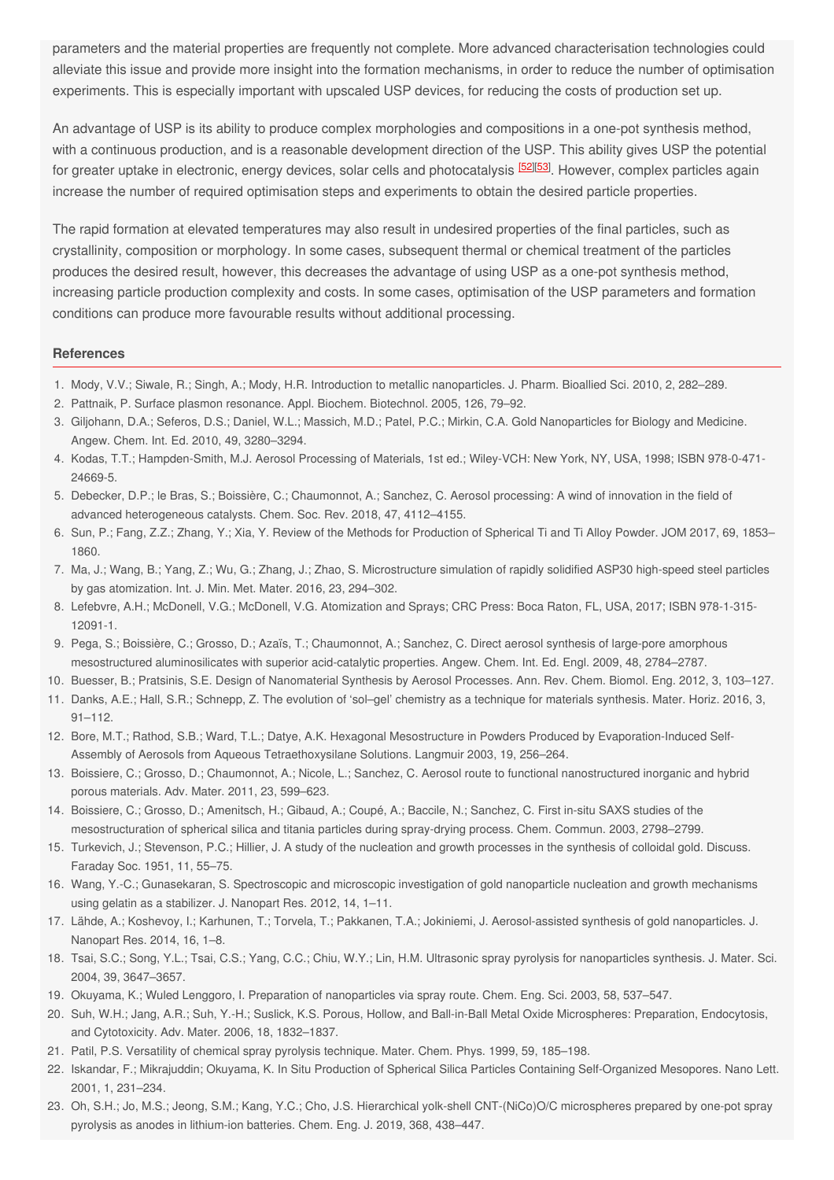parameters and the material properties are frequently not complete. More advanced characterisation technologies could alleviate this issue and provide more insight into the formation mechanisms, in order to reduce the number of optimisation experiments. This is especially important with upscaled USP devices, for reducing the costs of production set up.

An advantage of USP is its ability to produce complex morphologies and compositions in a one-pot synthesis method, with a continuous production, and is a reasonable development direction of the USP. This ability gives USP the potential for greater uptake in electronic, energy devices, solar cells and photocatalysis [52][53]. However, complex particles again increase the number of required optimisation steps and experiments to obtain the desired particle properties.

The rapid formation at elevated temperatures may also result in undesired properties of the final particles, such as crystallinity, composition or morphology. In some cases, subsequent thermal or chemical treatment of the particles produces the desired result, however, this decreases the advantage of using USP as a one-pot synthesis method, increasing particle production complexity and costs. In some cases, optimisation of the USP parameters and formation conditions can produce more favourable results without additional processing.

## References

1. Mody, V.V.; Siwale, R.; Singh, A.; Mody, H.R. Introduction to metallic nanoparticles. J. Pharm. Bioallied Sci. 2010, 2, 282–289.
2. Pattnaik, P. Surface plasmon resonance. Appl. Biochem. Biotechnol. 2005, 126, 79–92.
3. Giljohann, D.A.; Seferos, D.S.; Daniel, W.L.; Massich, M.D.; Patel, P.C.; Mirkin, C.A. Gold Nanoparticles for Biology and Medicine. Angew. Chem. Int. Ed. 2010, 49, 3280–3294.
4. Kodas, T.T.; Hampden-Smith, M.J. Aerosol Processing of Materials, 1st ed.; Wiley-VCH: New York, NY, USA, 1998; ISBN 978-0-471-24669-5.
5. Debecker, D.P.; le Bras, S.; Boissière, C.; Chaumonnot, A.; Sanchez, C. Aerosol processing: A wind of innovation in the field of advanced heterogeneous catalysts. Chem. Soc. Rev. 2018, 47, 4112–4155.
6. Sun, P.; Fang, Z.Z.; Zhang, Y.; Xia, Y. Review of the Methods for Production of Spherical Ti and Ti Alloy Powder. JOM 2017, 69, 1853–1860.
7. Ma, J.; Wang, B.; Yang, Z.; Wu, G.; Zhang, J.; Zhao, S. Microstructure simulation of rapidly solidified ASP30 high-speed steel particles by gas atomization. Int. J. Min. Met. Mater. 2016, 23, 294–302.
8. Lefebvre, A.H.; McDonell, V.G.; McDonell, V.G. Atomization and Sprays; CRC Press: Boca Raton, FL, USA, 2017; ISBN 978-1-315-12091-1.
9. Pega, S.; Boissière, C.; Grosso, D.; Azaïs, T.; Chaumonnot, A.; Sanchez, C. Direct aerosol synthesis of large-pore amorphous mesostructured aluminosilicates with superior acid-catalytic properties. Angew. Chem. Int. Ed. Engl. 2009, 48, 2784–2787.
10. Buesser, B.; Pratsinis, S.E. Design of Nanomaterial Synthesis by Aerosol Processes. Ann. Rev. Chem. Biomol. Eng. 2012, 3, 103–127.
11. Danks, A.E.; Hall, S.R.; Schnepp, Z. The evolution of 'sol–gel' chemistry as a technique for materials synthesis. Mater. Horiz. 2016, 3, 91–112.
12. Bore, M.T.; Rathod, S.B.; Ward, T.L.; Datye, A.K. Hexagonal Mesostructure in Powders Produced by Evaporation-Induced Self-Assembly of Aerosols from Aqueous Tetraethoxysilane Solutions. Langmuir 2003, 19, 256–264.
13. Boissiere, C.; Grosso, D.; Chaumonnot, A.; Nicole, L.; Sanchez, C. Aerosol route to functional nanostructured inorganic and hybrid porous materials. Adv. Mater. 2011, 23, 599–623.
14. Boissiere, C.; Grosso, D.; Amenitsch, H.; Gibaud, A.; Coupé, A.; Baccile, N.; Sanchez, C. First in-situ SAXS studies of the mesostructuration of spherical silica and titania particles during spray-drying process. Chem. Commun. 2003, 2798–2799.
15. Turkevich, J.; Stevenson, P.C.; Hillier, J. A study of the nucleation and growth processes in the synthesis of colloidal gold. Discuss. Faraday Soc. 1951, 11, 55–75.
16. Wang, Y.-C.; Gunasekaran, S. Spectroscopic and microscopic investigation of gold nanoparticle nucleation and growth mechanisms using gelatin as a stabilizer. J. Nanopart Res. 2012, 14, 1–11.
17. Lähde, A.; Koshevoy, I.; Karhunen, T.; Torvela, T.; Pakkanen, T.A.; Jokiniemi, J. Aerosol-assisted synthesis of gold nanoparticles. J. Nanopart Res. 2014, 16, 1–8.
18. Tsai, S.C.; Song, Y.L.; Tsai, C.S.; Yang, C.C.; Chiu, W.Y.; Lin, H.M. Ultrasonic spray pyrolysis for nanoparticles synthesis. J. Mater. Sci. 2004, 39, 3647–3657.
19. Okuyama, K.; Wuled Lenggoro, I. Preparation of nanoparticles via spray route. Chem. Eng. Sci. 2003, 58, 537–547.
20. Suh, W.H.; Jang, A.R.; Suh, Y.-H.; Suslick, K.S. Porous, Hollow, and Ball-in-Ball Metal Oxide Microspheres: Preparation, Endocytosis, and Cytotoxicity. Adv. Mater. 2006, 18, 1832–1837.
21. Patil, P.S. Versatility of chemical spray pyrolysis technique. Mater. Chem. Phys. 1999, 59, 185–198.
22. Iskandar, F.; Mikrajuddin; Okuyama, K. In Situ Production of Spherical Silica Particles Containing Self-Organized Mesopores. Nano Lett. 2001, 1, 231–234.
23. Oh, S.H.; Jo, M.S.; Jeong, S.M.; Kang, Y.C.; Cho, J.S. Hierarchical yolk-shell CNT-(NiCo)O/C microspheres prepared by one-pot spray pyrolysis as anodes in lithium-ion batteries. Chem. Eng. J. 2019, 368, 438–447.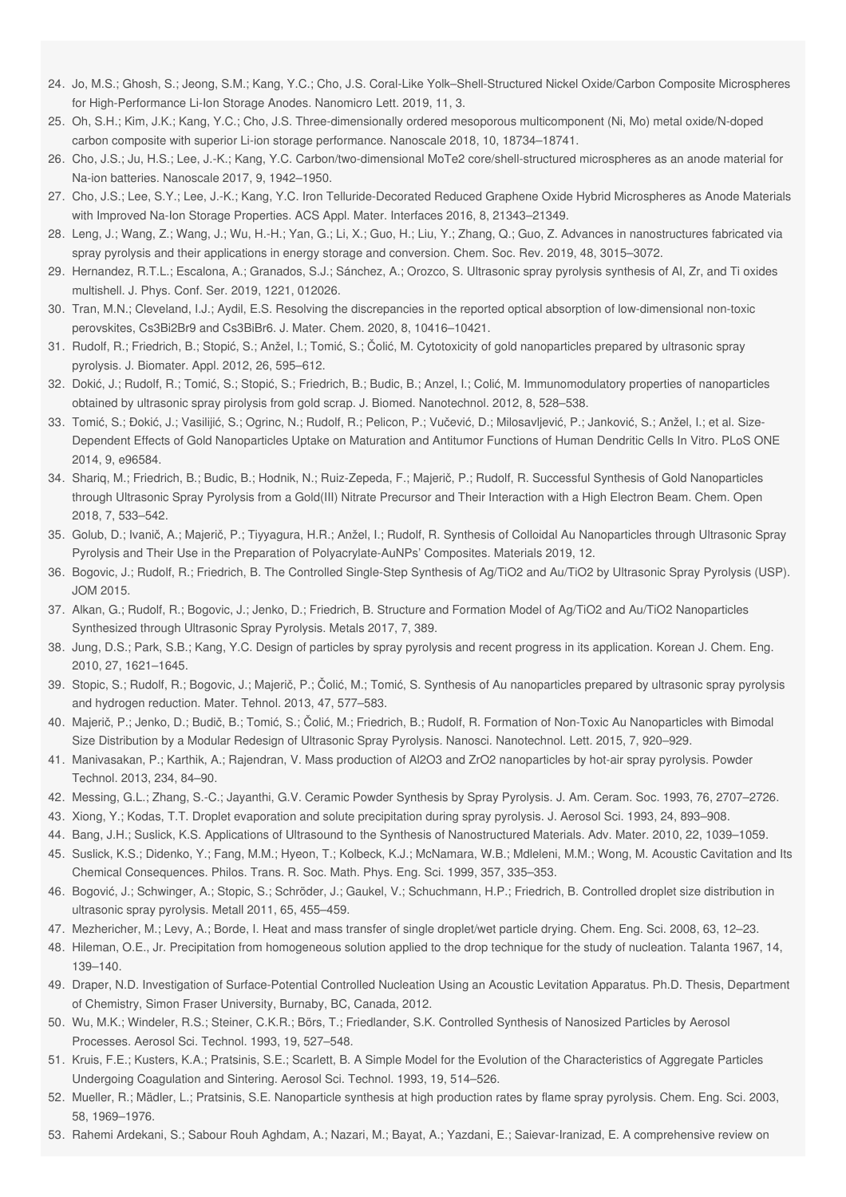24. Jo, M.S.; Ghosh, S.; Jeong, S.M.; Kang, Y.C.; Cho, J.S. Coral-Like Yolk–Shell-Structured Nickel Oxide/Carbon Composite Microspheres for High-Performance Li-Ion Storage Anodes. Nanomicro Lett. 2019, 11, 3.
25. Oh, S.H.; Kim, J.K.; Kang, Y.C.; Cho, J.S. Three-dimensionally ordered mesoporous multicomponent (Ni, Mo) metal oxide/N-doped carbon composite with superior Li-ion storage performance. Nanoscale 2018, 10, 18734–18741.
26. Cho, J.S.; Ju, H.S.; Lee, J.-K.; Kang, Y.C. Carbon/two-dimensional MoTe2 core/shell-structured microspheres as an anode material for Na-ion batteries. Nanoscale 2017, 9, 1942–1950.
27. Cho, J.S.; Lee, S.Y.; Lee, J.-K.; Kang, Y.C. Iron Telluride-Decorated Reduced Graphene Oxide Hybrid Microspheres as Anode Materials with Improved Na-Ion Storage Properties. ACS Appl. Mater. Interfaces 2016, 8, 21343–21349.
28. Leng, J.; Wang, Z.; Wang, J.; Wu, H.-H.; Yan, G.; Li, X.; Guo, H.; Liu, Y.; Zhang, Q.; Guo, Z. Advances in nanostructures fabricated via spray pyrolysis and their applications in energy storage and conversion. Chem. Soc. Rev. 2019, 48, 3015–3072.
29. Hernandez, R.T.L.; Escalona, A.; Granados, S.J.; Sánchez, A.; Orozco, S. Ultrasonic spray pyrolysis synthesis of Al, Zr, and Ti oxides multishell. J. Phys. Conf. Ser. 2019, 1221, 012026.
30. Tran, M.N.; Cleveland, I.J.; Aydil, E.S. Resolving the discrepancies in the reported optical absorption of low-dimensional non-toxic perovskites, Cs3Bi2Br9 and Cs3BiBr6. J. Mater. Chem. 2020, 8, 10416–10421.
31. Rudolf, R.; Friedrich, B.; Stopić, S.; Anžel, I.; Tomić, S.; Čolić, M. Cytotoxicity of gold nanoparticles prepared by ultrasonic spray pyrolysis. J. Biomater. Appl. 2012, 26, 595–612.
32. Dokić, J.; Rudolf, R.; Tomić, S.; Stopić, S.; Friedrich, B.; Budic, B.; Anzel, I.; Colić, M. Immunomodulatory properties of nanoparticles obtained by ultrasonic spray pirolysis from gold scrap. J. Biomed. Nanotechnol. 2012, 8, 528–538.
33. Tomić, S.; Đokić, J.; Vasilijić, S.; Ogrinc, N.; Rudolf, R.; Pelicon, P.; Vučević, D.; Milosavljević, P.; Janković, S.; Anžel, I.; et al. Size-Dependent Effects of Gold Nanoparticles Uptake on Maturation and Antitumor Functions of Human Dendritic Cells In Vitro. PLoS ONE 2014, 9, e96584.
34. Shariq, M.; Friedrich, B.; Budic, B.; Hodnik, N.; Ruiz-Zepeda, F.; Majerič, P.; Rudolf, R. Successful Synthesis of Gold Nanoparticles through Ultrasonic Spray Pyrolysis from a Gold(III) Nitrate Precursor and Their Interaction with a High Electron Beam. Chem. Open 2018, 7, 533–542.
35. Golub, D.; Ivanič, A.; Majerič, P.; Tiyyagura, H.R.; Anžel, I.; Rudolf, R. Synthesis of Colloidal Au Nanoparticles through Ultrasonic Spray Pyrolysis and Their Use in the Preparation of Polyacrylate-AuNPs' Composites. Materials 2019, 12.
36. Bogovic, J.; Rudolf, R.; Friedrich, B. The Controlled Single-Step Synthesis of Ag/TiO2 and Au/TiO2 by Ultrasonic Spray Pyrolysis (USP). JOM 2015.
37. Alkan, G.; Rudolf, R.; Bogovic, J.; Jenko, D.; Friedrich, B. Structure and Formation Model of Ag/TiO2 and Au/TiO2 Nanoparticles Synthesized through Ultrasonic Spray Pyrolysis. Metals 2017, 7, 389.
38. Jung, D.S.; Park, S.B.; Kang, Y.C. Design of particles by spray pyrolysis and recent progress in its application. Korean J. Chem. Eng. 2010, 27, 1621–1645.
39. Stopic, S.; Rudolf, R.; Bogovic, J.; Majerič, P.; Čolić, M.; Tomić, S. Synthesis of Au nanoparticles prepared by ultrasonic spray pyrolysis and hydrogen reduction. Mater. Tehnol. 2013, 47, 577–583.
40. Majerič, P.; Jenko, D.; Budič, B.; Tomić, S.; Čolić, M.; Friedrich, B.; Rudolf, R. Formation of Non-Toxic Au Nanoparticles with Bimodal Size Distribution by a Modular Redesign of Ultrasonic Spray Pyrolysis. Nanosci. Nanotechnol. Lett. 2015, 7, 920–929.
41. Manivasakan, P.; Karthik, A.; Rajendran, V. Mass production of Al2O3 and ZrO2 nanoparticles by hot-air spray pyrolysis. Powder Technol. 2013, 234, 84–90.
42. Messing, G.L.; Zhang, S.-C.; Jayanthi, G.V. Ceramic Powder Synthesis by Spray Pyrolysis. J. Am. Ceram. Soc. 1993, 76, 2707–2726.
43. Xiong, Y.; Kodas, T.T. Droplet evaporation and solute precipitation during spray pyrolysis. J. Aerosol Sci. 1993, 24, 893–908.
44. Bang, J.H.; Suslick, K.S. Applications of Ultrasound to the Synthesis of Nanostructured Materials. Adv. Mater. 2010, 22, 1039–1059.
45. Suslick, K.S.; Didenko, Y.; Fang, M.M.; Hyeon, T.; Kolbeck, K.J.; McNamara, W.B.; Mdleleni, M.M.; Wong, M. Acoustic Cavitation and Its Chemical Consequences. Philos. Trans. R. Soc. Math. Phys. Eng. Sci. 1999, 357, 335–353.
46. Bogović, J.; Schwinger, A.; Stopic, S.; Schröder, J.; Gaukel, V.; Schuchmann, H.P.; Friedrich, B. Controlled droplet size distribution in ultrasonic spray pyrolysis. Metall 2011, 65, 455–459.
47. Mezhericher, M.; Levy, A.; Borde, I. Heat and mass transfer of single droplet/wet particle drying. Chem. Eng. Sci. 2008, 63, 12–23.
48. Hileman, O.E., Jr. Precipitation from homogeneous solution applied to the drop technique for the study of nucleation. Talanta 1967, 14, 139–140.
49. Draper, N.D. Investigation of Surface-Potential Controlled Nucleation Using an Acoustic Levitation Apparatus. Ph.D. Thesis, Department of Chemistry, Simon Fraser University, Burnaby, BC, Canada, 2012.
50. Wu, M.K.; Windeler, R.S.; Steiner, C.K.R.; Börs, T.; Friedlander, S.K. Controlled Synthesis of Nanosized Particles by Aerosol Processes. Aerosol Sci. Technol. 1993, 19, 527–548.
51. Kruis, F.E.; Kusters, K.A.; Pratsinis, S.E.; Scarlett, B. A Simple Model for the Evolution of the Characteristics of Aggregate Particles Undergoing Coagulation and Sintering. Aerosol Sci. Technol. 1993, 19, 514–526.
52. Mueller, R.; Mädler, L.; Pratsinis, S.E. Nanoparticle synthesis at high production rates by flame spray pyrolysis. Chem. Eng. Sci. 2003, 58, 1969–1976.
53. Rahemi Ardekani, S.; Sabour Rouh Aghdam, A.; Nazari, M.; Bayat, A.; Yazdani, E.; Saievar-Iranizad, E. A comprehensive review on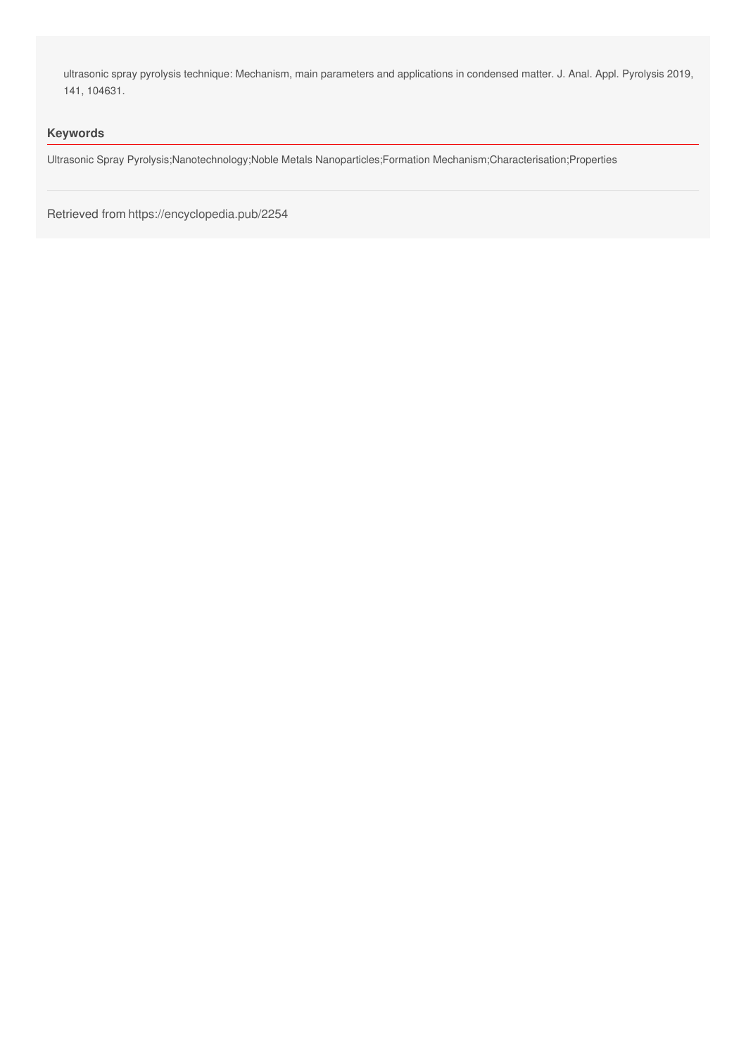ultrasonic spray pyrolysis technique: Mechanism, main parameters and applications in condensed matter. J. Anal. Appl. Pyrolysis 2019, 141, 104631.

### Keywords

Ultrasonic Spray Pyrolysis;Nanotechnology;Noble Metals Nanoparticles;Formation Mechanism;Characterisation;Properties

Retrieved from https://encyclopedia.pub/2254